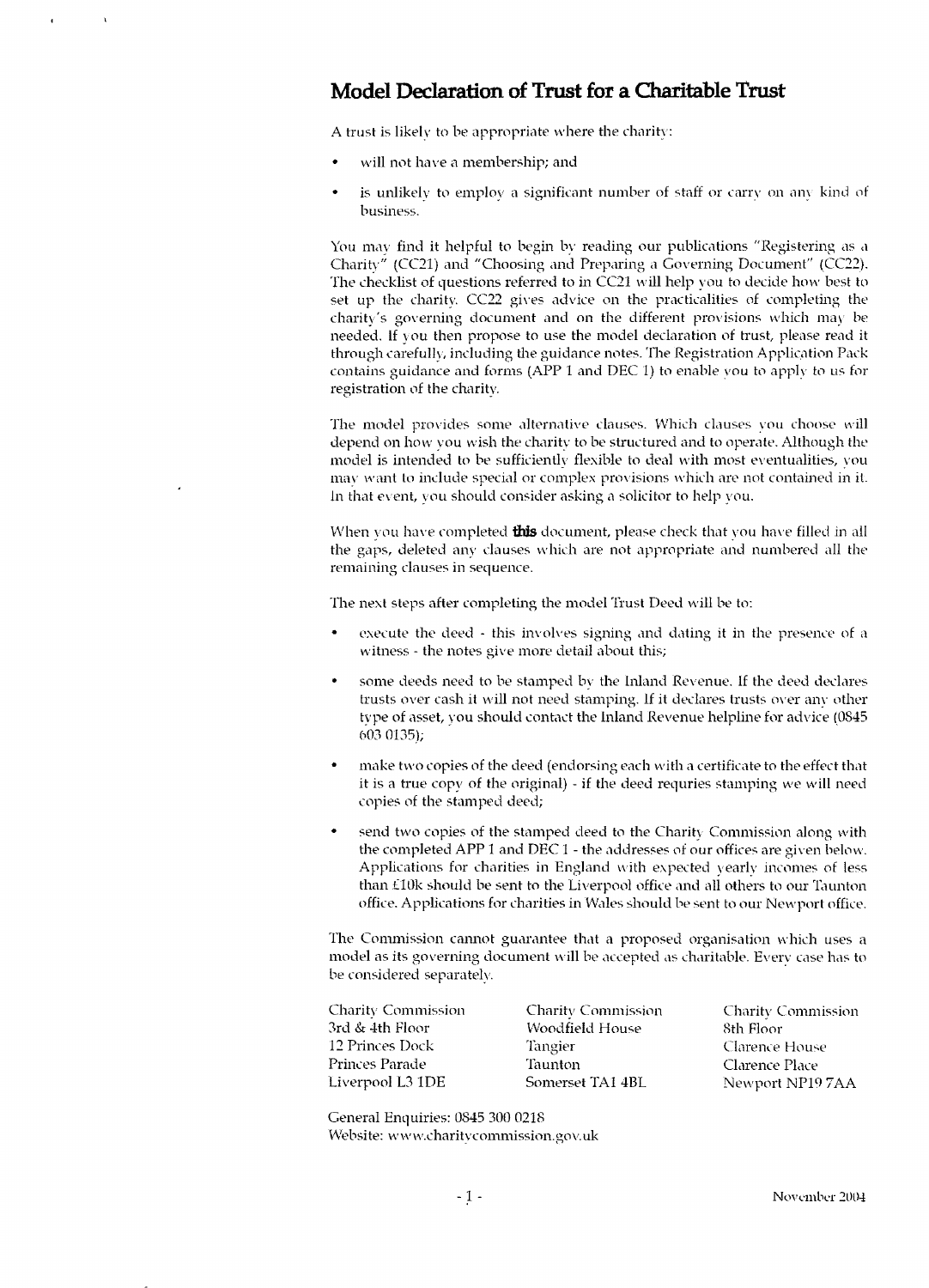# Model Declaration of Trust for a Charitable Trust

A trust is likely to be appropriate where the charity:

- will not have a membership; and
- is unlikely to employ a significant number of staff or carry on any kind of business.

You may find it helpful to begin by reading our publications "Registering as a Charity" (CC21) and "Choosing and Preparing a Governing Document" (CC22). The checklist of questions referred to in CC21 will help you to decide how best to set up the charity. CC22 gives advice on the practicalities of completing the charity's governing document and on the different provisions which may be needed. If you then propose to use the model declaration of trust, please read it through carefully, including the guidance notes. The Registration Application Pack contains guidance and forms (APP 1 and DEC 1) to enable you to apply to us for registration of the charity.

The model provides some alternative clauses. Which clauses you choose will depend on how you wish the charity to be structured and to operate. Although the model is intended to be sufficiently flexible to deal with most eventualities, you may want to include special or complex provisions which are not contained in it. In that event, you should consider asking a solicitor to help you.

When you have completed **this** document, please check that you have filled in all the gaps, deleted any clauses which are not appropriate and numbered all the remaining clauses in sequence.

The next steps after completing the model Trust Deed will be to:

- execute the deed - this involves signing and dating it in the presence of a witness - the notes give more detail about this;
- some deeds need to be stamped by the Inland Revenue. If the deed declares trusts over cash it will not need stamping. If it declares trusts over any other type of asset, you should contact the Inland Revenue helpline for advice (0845 603 0135);
- make two copies of the deed (endorsing each with a certificate to the effect that it is a true copy of the original) - if the deed requries stamping we will need copies of the stamped deed;
- send two copies of the stamped deed to the Charity Commission along with the completed APP 1 and DEC 1 - the addresses of our offices are given below. Applications for charities in England with expected yearly incomes of less than £10k should be sent to the Liverpool office and all others to our Taunton office. Applications for charities in Wales should be sent to our Newport office.

The Commission cannot guarantee that a proposed organisation which uses a model as its governing document will be accepted as charitable. Every case has to be considered separately.

Charity Commission
3rd & 4th Floor
12 Princes Dock
Princes Parade
Liverpool L3 1DE

Charity Commission
Woodfield House
Tangier
Taunton
Somerset TA1 4BL

Charity Commission
8th Floor
Clarence House
Clarence Place
Newport NP19 7AA

General Enquiries: 0845 300 0218
Website: www.charitycommission.gov.uk

November 2004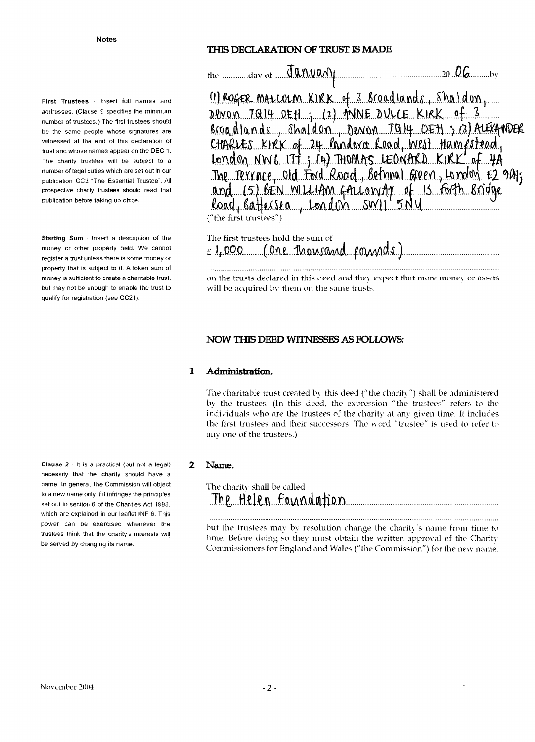**Notes**

**First Trustees** – Insert full names and addresses. (Clause 9 specifies the minimum number of trustees.) The first trustees should be the same people whose signatures are witnessed at the end of this declaration of trust and whose names appear on the DEC 1. The charity trustees will be subject to a number of legal duties which are set out in our publication CC3 "The Essential Trustee". All prospective charity trustees should read that publication before taking up office.

**Starting Sum** – Insert a description of the money or other property held. We cannot register a trust unless there is some money or property that is subject to it. A token sum of money is sufficient to create a charitable trust, but may not be enough to enable the trust to qualify for registration (see CC21).

**Clause 2** – It is a practical (but not a legal) necessity that the charity should have a name. In general, the Commission will object to a new name only if it infringes the principles set out in section 6 of the Charities Act 1993, which are explained in our leaflet INF 6. This power can be exercised whenever the trustees think that the charity's interests will be served by changing its name.

## THIS DECLARATION OF TRUST IS MADE

the ............day of ....January.................................................20 06..........by

(1) ROGER MALCOLM KIRK of 3 Broadlands, Shaldon, Devon TQ14 0EH; (2) ANNE DULCE KIRK of 3 Broadlands, Shaldon, Devon TQ14 0EH; (3) ALEXANDER CHARLES KIRK of 24 Pandora Road, West Hampstead, London NW6 1TT; (4) THOMAS LEONARD KIRK of 4A The Terrace, Old Ford Road, Bethnal Green, London E2 9PJ; and (5) BEN WILLIAM GALLOWAY of 13 Forth Bridge Road, Battersea, London SW11 5NU

("the first trustees")

The first trustees hold the sum of

£ 1,000 (One thousand pounds)

on the trusts declared in this deed and they expect that more money or assets will be acquired by them on the same trusts.

## NOW THIS DEED WITNESSES AS FOLLOWS:

### 1 Administration.

The charitable trust created by this deed ("the charity") shall be administered by the trustees. (In this deed, the expression "the trustees" refers to the individuals who are the trustees of the charity at any given time. It includes the first trustees and their successors. The word "trustee" is used to refer to any one of the trustees.)

### 2 Name.

The charity shall be called

The Helen Foundation

but the trustees may by resolution change the charity's name from time to time. Before doing so they must obtain the written approval of the Charity Commissioners for England and Wales ("the Commission") for the new name.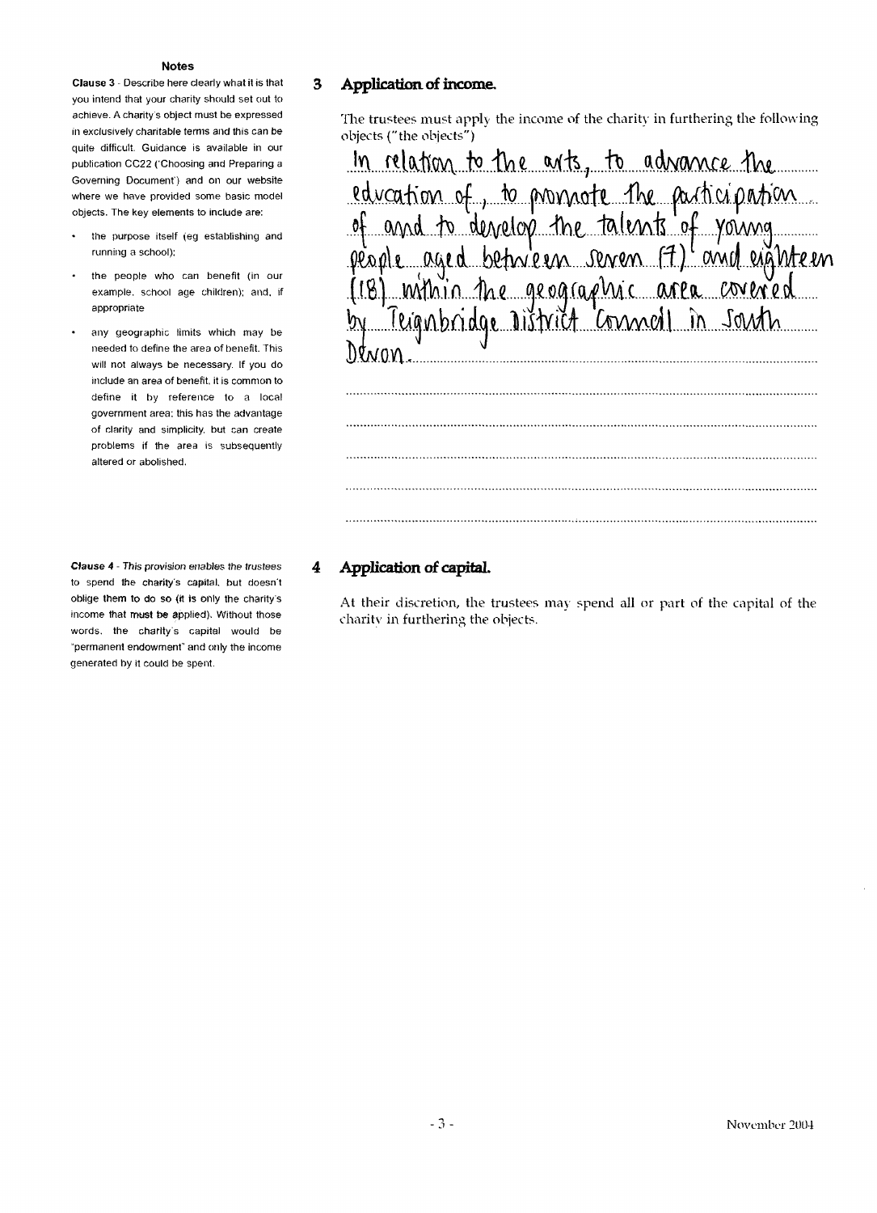### Notes

**Clause 3** - Describe here clearly what it is that you intend that your charity should set out to achieve. A charity's object must be expressed in exclusively charitable terms and this can be quite difficult. Guidance is available in our publication CC22 ('Choosing and Preparing a Governing Document') and on our website where we have provided some basic model objects. The key elements to include are:

- the purpose itself (eg establishing and running a school);
- the people who can benefit (in our example, school age children); and, if appropriate
- any geographic limits which may be needed to define the area of benefit. This will not always be necessary. If you do include an area of benefit, it is common to define it by reference to a local government area: this has the advantage of clarity and simplicity, but can create problems if the area is subsequently altered or abolished.

## 3 Application of income.

The trustees must apply the income of the charity in furthering the following objects ("the objects")

In relation to the arts, to advance the education of, to promote the participation of and to develop the talents of young people aged between seven (7) and eighteen (18) within the geographic area covered by Teignbridge District Council in South Devon.

**Clause 4** - *This provision enables the trustees to spend the charity's capital, but doesn't oblige them to do so (it is only the charity's income that must be applied). Without those words, the charity's capital would be "permanent endowment" and only the income generated by it could be spent.*

## 4 Application of capital.

At their discretion, the trustees may spend all or part of the capital of the charity in furthering the objects.

November 2004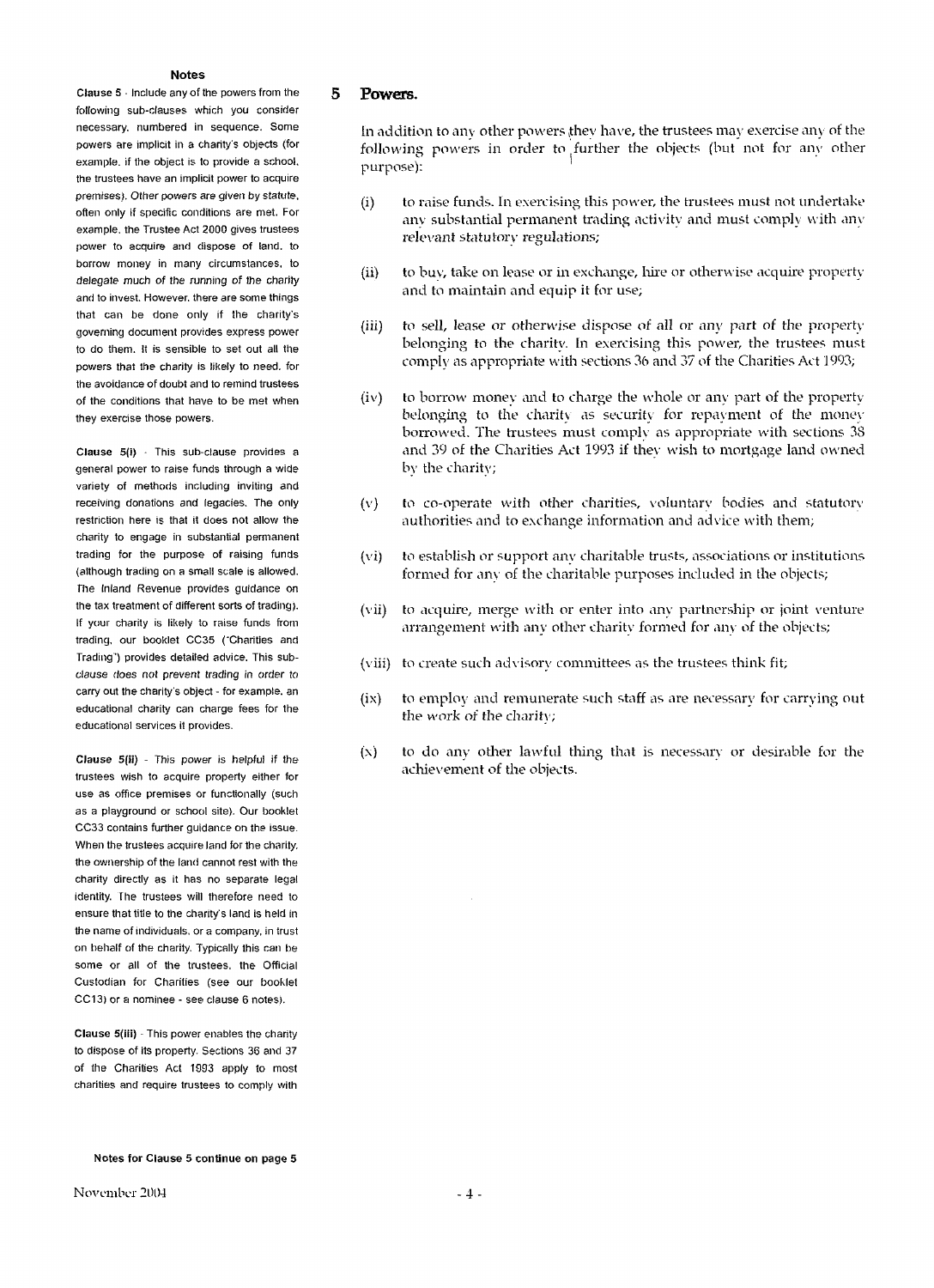## 5 Powers.

In addition to any other powers they have, the trustees may exercise any of the following powers in order to further the objects (but not for any other purpose):

(i) to raise funds. In exercising this power, the trustees must not undertake any substantial permanent trading activity and must comply with any relevant statutory regulations;

(ii) to buy, take on lease or in exchange, hire or otherwise acquire property and to maintain and equip it for use;

(iii) to sell, lease or otherwise dispose of all or any part of the property belonging to the charity. In exercising this power, the trustees must comply as appropriate with sections 36 and 37 of the Charities Act 1993;

(iv) to borrow money and to charge the whole or any part of the property belonging to the charity as security for repayment of the money borrowed. The trustees must comply as appropriate with sections 38 and 39 of the Charities Act 1993 if they wish to mortgage land owned by the charity;

(v) to co-operate with other charities, voluntary bodies and statutory authorities and to exchange information and advice with them;

(vi) to establish or support any charitable trusts, associations or institutions formed for any of the charitable purposes included in the objects;

(vii) to acquire, merge with or enter into any partnership or joint venture arrangement with any other charity formed for any of the objects;

(viii) to create such advisory committees as the trustees think fit;

(ix) to employ and remunerate such staff as are necessary for carrying out the work of the charity;

(x) to do any other lawful thing that is necessary or desirable for the achievement of the objects.

### Notes

**Clause 5** - Include any of the powers from the following sub-clauses which you consider necessary, numbered in sequence. Some powers are implicit in a charity's objects (for example, if the object is to provide a school, the trustees have an implicit power to acquire premises). Other powers are given by statute, often only if specific conditions are met. For example, the Trustee Act 2000 gives trustees power to acquire and dispose of land, to borrow money in many circumstances, to delegate much of the running of the charity and to invest. However, there are some things that can be done only if the charity's governing document provides express power to do them. It is sensible to set out all the powers that the charity is likely to need, for the avoidance of doubt and to remind trustees of the conditions that have to be met when they exercise those powers.

**Clause 5(i)** - This sub-clause provides a general power to raise funds through a wide variety of methods including inviting and receiving donations and legacies. The only restriction here is that it does not allow the charity to engage in substantial permanent trading for the purpose of raising funds (although trading on a small scale is allowed. The Inland Revenue provides guidance on the tax treatment of different sorts of trading). If your charity is likely to raise funds from trading, our booklet CC35 ("Charities and Trading") provides detailed advice. This sub-clause does not prevent trading in order to carry out the charity's object - for example, an educational charity can charge fees for the educational services it provides.

**Clause 5(ii)** - This power is helpful if the trustees wish to acquire property either for use as office premises or functionally (such as a playground or school site). Our booklet CC33 contains further guidance on the issue. When the trustees acquire land for the charity, the ownership of the land cannot rest with the charity directly as it has no separate legal identity. The trustees will therefore need to ensure that title to the charity's land is held in the name of individuals, or a company, in trust on behalf of the charity. Typically this can be some or all of the trustees, the Official Custodian for Charities (see our booklet CC13) or a nominee - see clause 6 notes).

**Clause 5(iii)** - This power enables the charity to dispose of its property. Sections 36 and 37 of the Charities Act 1993 apply to most charities and require trustees to comply with

**Notes for Clause 5 continue on page 5**

November 2004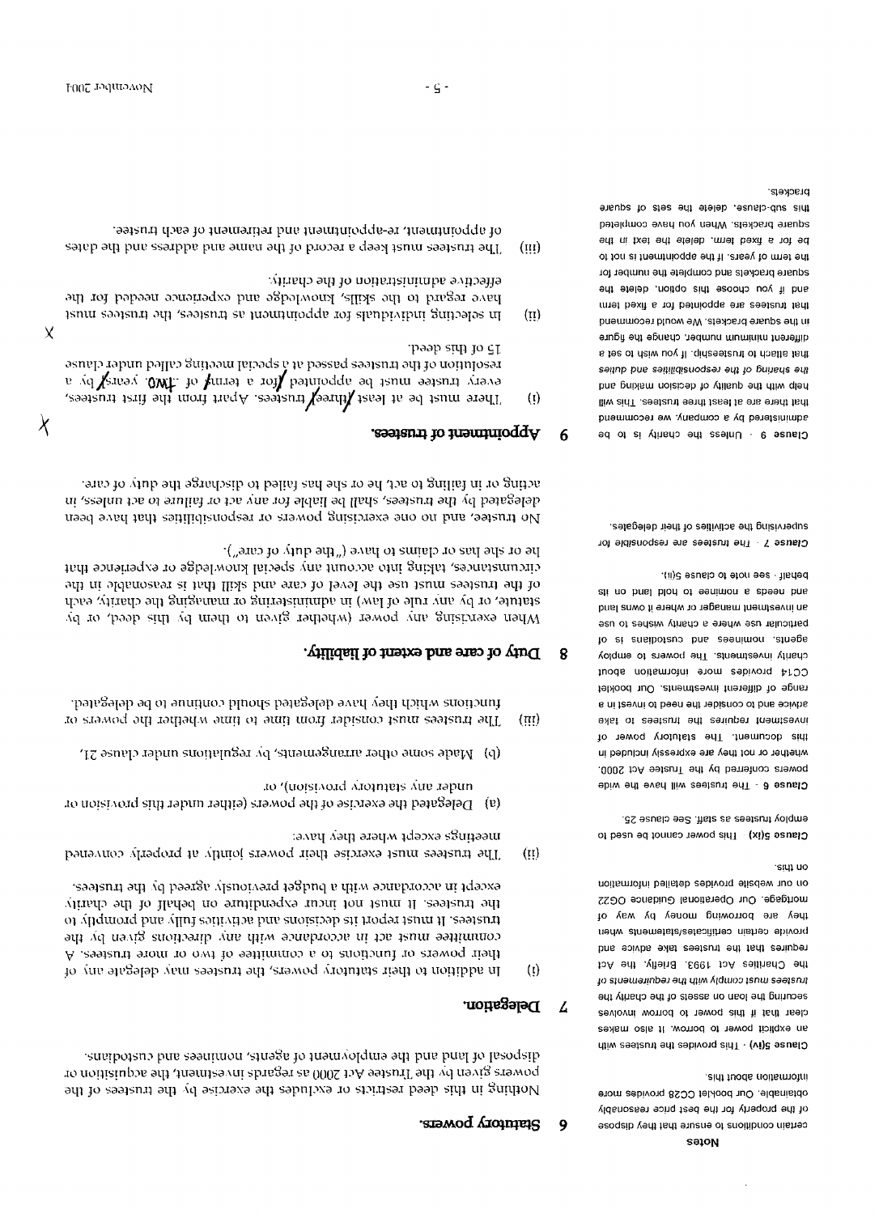## 6 Statutory powers.

Nothing in this deed restricts or excludes the exercise by the trustees of the powers given by the Trustee Act 2000 as regards investment, the acquisition or disposal of land and the employment of agents, nominees and custodians.

## 7 Delegation.

(i) In addition to their statutory powers, the trustees may delegate any of their powers or functions to a committee of two or more trustees. A committee must act in accordance with any directions given by the trustees. It must report its decisions and activities fully and promptly to the trustees. It must not incur expenditure on behalf of the charity except in accordance with a budget previously agreed by the trustees.

(ii) The trustees must exercise their powers jointly at properly convened meetings except where they have:

(a) Delegated the exercise of the powers (either under this provision or under any statutory provision), or

(b) Made some other arrangements, by regulations under clause 21.

(iii) The trustees must consider from time to time whether the powers or functions which they have delegated should continue to be delegated.

## 8 Duty of care and extent of liability.

When exercising any power (whether given to them by this deed, or by statute, or by any rule of law) in administering or managing the charity, each of the trustees must use the level of care and skill that is reasonable in the circumstances, taking into account any special knowledge or experience that he or she has or claims to have ("the duty of care").

No trustee, and no one exercising powers or responsibilities that have been delegated by the trustees, shall be liable for any act or failure to act unless, in acting or in failing to act, he or she has failed to discharge the duty of care.

## 9 Appointment of trustees.

(i) There must be at least ~~[three]~~ trustees. Apart from the first trustees, every trustee must be appointed ~~[~~for a term of ~~...~~ TWO years~~]~~ by a resolution of the trustees passed at a special meeting called under clause 15 of this deed.

(ii) In selecting individuals for appointment as trustees, the trustees must have regard to the skills, knowledge and experience needed for the effective administration of the charity.

(iii) The trustees must keep a record of the name and address and the dates of appointment, re-appointment and retirement of each trustee.

**Notes**

certain conditions to ensure that they dispose of the property for the best price reasonably obtainable. Our booklet CC28 provides more information about this.

*Clause 5(iv)* - This provides the trustees with an explicit power to borrow. It also makes clear that if this power to borrow involves securing the loan on assets of the charity the *trustees must comply with the requirements of* the Charities Act 1993. Briefly, the Act requires that the trustees take advice and provide certain certificates/statements when they are borrowing money by way of mortgage. Our Operational Guidance OG22 on our website provides detailed information on this.

*Clause 5(ix)* - This power cannot be used to employ trustees as staff. See clause 25.

*Clause 6* - The trustees will have the wide powers conferred by the Trustee Act 2000, whether or not they are expressly included in this document. The statutory power of investment requires the trustees to take advice and to consider the need to invest in a range of different investments. Our booklet CC14 provides more information about charity investments. The powers to employ agents, nominees and custodians is of particular use where a charity wishes to use an investment manager or where it owns land and needs a nominee to hold land on its behalf - see note to clause 5(ii).

*Clause 7* - The trustees are responsible for supervising the activities of their delegates.

*Clause 9* - Unless the charity is to be administered by a company, we recommend that there are at least three trustees. This will help with the quality of decision making and *the sharing of the responsibilities and duties* that attach to trusteeship. If you wish to set a different minimum number, change the figure in the square brackets. We would recommend that trustees are appointed for a fixed term and if you choose this option, delete the square brackets and complete the number for the term of years. If the appointment is not to be for a fixed term, delete the text in the square brackets. When you have completed this sub-clause, delete the sets of square brackets.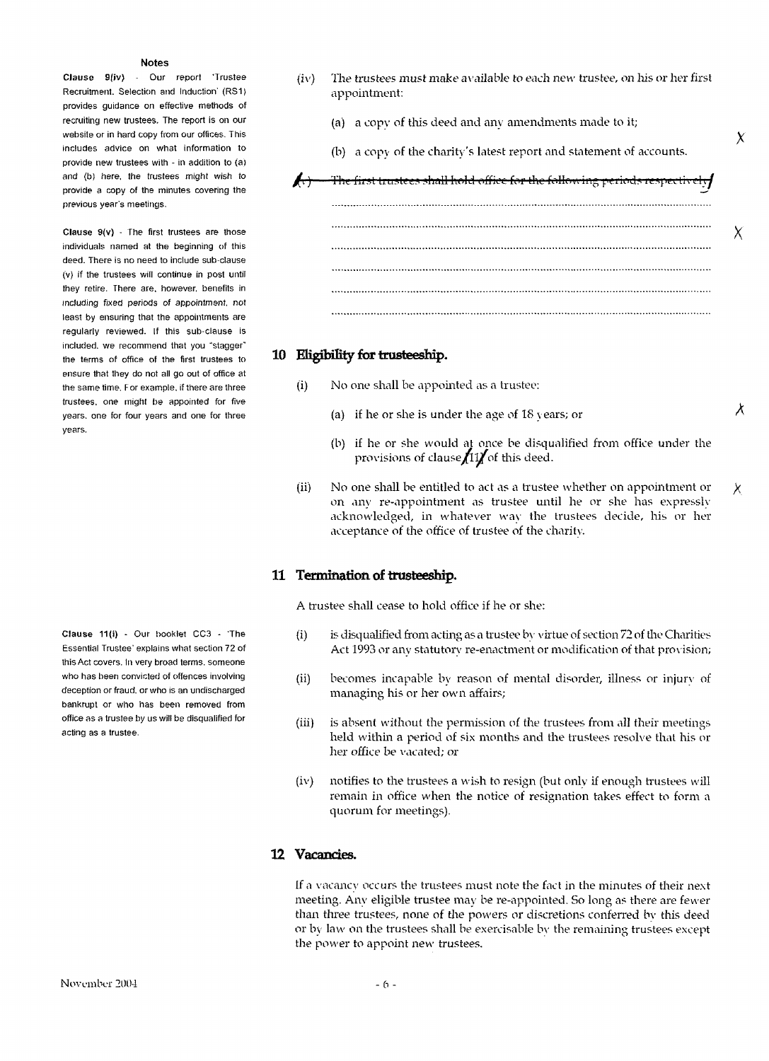**Notes**

**Clause 9(iv)** - Our report 'Trustee Recruitment, Selection and Induction' (RS1) provides guidance on effective methods of recruiting new trustees. The report is on our website or in hard copy from our offices. This includes advice on what information to provide new trustees with - in addition to (a) and (b) here, the trustees might wish to provide a copy of the minutes covering the previous year's meetings.

**Clause 9(v)** - The first trustees are those individuals named at the beginning of this deed. There is no need to include sub-clause (v) if the trustees will continue in post until they retire. There are, however, benefits in including fixed periods of appointment, not least by ensuring that the appointments are regularly reviewed. If this sub-clause is included, we recommend that you "stagger" the terms of office of the first trustees to ensure that they do not all go out of office at the same time. For example, if there are three trustees, one might be appointed for five years, one for four years and one for three years.

(iv) The trustees must make available to each new trustee, on his or her first appointment:

(a) a copy of this deed and any amendments made to it;

(b) a copy of the charity's latest report and statement of accounts.

X

~~(v) The first trustees shall hold office for the following periods respectively:~~

..........................................................................................................

..........................................................................................................

..........................................................................................................

..........................................................................................................

..........................................................................................................

..........................................................................................................

X

## 10 Eligibility for trusteeship.

(i) No one shall be appointed as a trustee:

(a) if he or she is under the age of 18 years; or

(b) if he or she would at once be disqualified from office under the provisions of clause 11 of this deed.

X

(ii) No one shall be entitled to act as a trustee whether on appointment or on any re-appointment as trustee until he or she has expressly acknowledged, in whatever way the trustees decide, his or her acceptance of the office of trustee of the charity.

X

## 11 Termination of trusteeship.

**Clause 11(i)** - Our booklet CC3 - 'The Essential Trustee' explains what section 72 of this Act covers. In very broad terms, someone who has been convicted of offences involving deception or fraud, or who is an undischarged bankrupt or who has been removed from office as a trustee by us will be disqualified for acting as a trustee.

A trustee shall cease to hold office if he or she:

(i) is disqualified from acting as a trustee by virtue of section 72 of the Charities Act 1993 or any statutory re-enactment or modification of that provision;

(ii) becomes incapable by reason of mental disorder, illness or injury of managing his or her own affairs;

(iii) is absent without the permission of the trustees from all their meetings held within a period of six months and the trustees resolve that his or her office be vacated; or

(iv) notifies to the trustees a wish to resign (but only if enough trustees will remain in office when the notice of resignation takes effect to form a quorum for meetings).

## 12 Vacancies.

If a vacancy occurs the trustees must note the fact in the minutes of their next meeting. Any eligible trustee may be re-appointed. So long as there are fewer than three trustees, none of the powers or discretions conferred by this deed or by law on the trustees shall be exercisable by the remaining trustees except the power to appoint new trustees.

November 2004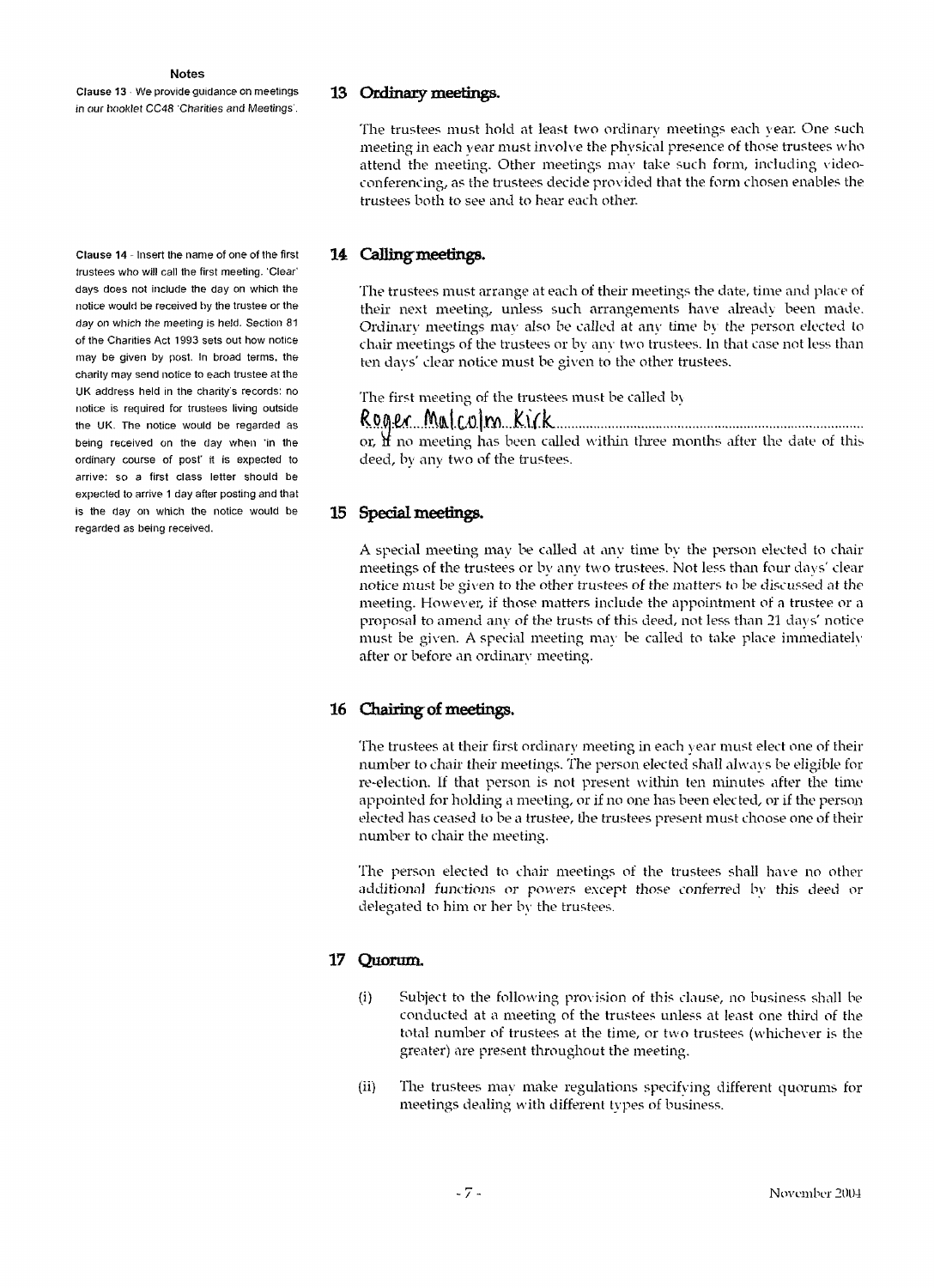**Notes**

Clause 13 - We provide guidance on meetings in our booklet CC48 'Charities and Meetings'.

Clause 14 - Insert the name of one of the first trustees who will call the first meeting. 'Clear' days does not include the day on which the notice would be received by the trustee or the day on which the meeting is held. Section 81 of the Charities Act 1993 sets out how notice may be given by post. In broad terms, the charity may send notice to each trustee at the UK address held in the charity's records: no notice is required for trustees living outside the UK. The notice would be regarded as being received on the day when 'in the ordinary course of post' it is expected to arrive: so a first class letter should be expected to arrive 1 day after posting and that is the day on which the notice would be regarded as being received.

## 13 Ordinary meetings.

The trustees must hold at least two ordinary meetings each year. One such meeting in each year must involve the physical presence of those trustees who attend the meeting. Other meetings may take such form, including video-conferencing, as the trustees decide provided that the form chosen enables the trustees both to see and to hear each other.

## 14 Calling meetings.

The trustees must arrange at each of their meetings the date, time and place of their next meeting, unless such arrangements have already been made. Ordinary meetings may also be called at any time by the person elected to chair meetings of the trustees or by any two trustees. In that case not less than ten days' clear notice must be given to the other trustees.

The first meeting of the trustees must be called by

Roger Malcolm Kirk

or, if no meeting has been called within three months after the date of this deed, by any two of the trustees.

## 15 Special meetings.

A special meeting may be called at any time by the person elected to chair meetings of the trustees or by any two trustees. Not less than four days' clear notice must be given to the other trustees of the matters to be discussed at the meeting. However, if those matters include the appointment of a trustee or a proposal to amend any of the trusts of this deed, not less than 21 days' notice must be given. A special meeting may be called to take place immediately after or before an ordinary meeting.

## 16 Chairing of meetings.

The trustees at their first ordinary meeting in each year must elect one of their number to chair their meetings. The person elected shall always be eligible for re-election. If that person is not present within ten minutes after the time appointed for holding a meeting, or if no one has been elected, or if the person elected has ceased to be a trustee, the trustees present must choose one of their number to chair the meeting.

The person elected to chair meetings of the trustees shall have no other additional functions or powers except those conferred by this deed or delegated to him or her by the trustees.

## 17 Quorum.

(i) Subject to the following provision of this clause, no business shall be conducted at a meeting of the trustees unless at least one third of the total number of trustees at the time, or two trustees (whichever is the greater) are present throughout the meeting.

(ii) The trustees may make regulations specifying different quorums for meetings dealing with different types of business.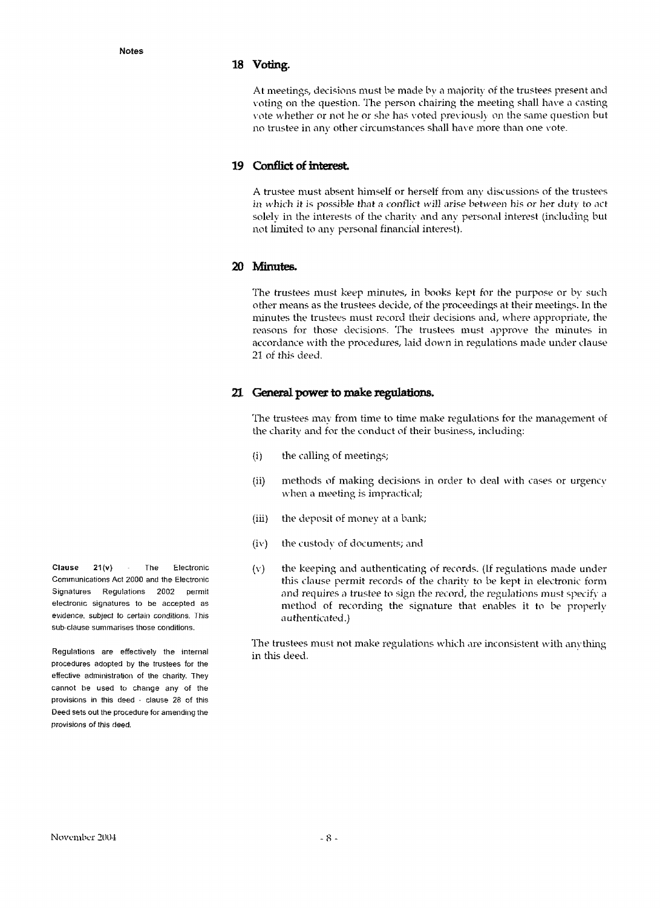## 18 Voting.

At meetings, decisions must be made by a majority of the trustees present and voting on the question. The person chairing the meeting shall have a casting vote whether or not he or she has voted previously on the same question but no trustee in any other circumstances shall have more than one vote.

## 19 Conflict of interest.

A trustee must absent himself or herself from any discussions of the trustees in which it is possible that a conflict will arise between his or her duty to act solely in the interests of the charity and any personal interest (including but not limited to any personal financial interest).

## 20 Minutes.

The trustees must keep minutes, in books kept for the purpose or by such other means as the trustees decide, of the proceedings at their meetings. In the minutes the trustees must record their decisions and, where appropriate, the reasons for those decisions. The trustees must approve the minutes in accordance with the procedures, laid down in regulations made under clause 21 of this deed.

## 21 General power to make regulations.

The trustees may from time to time make regulations for the management of the charity and for the conduct of their business, including:

(i) the calling of meetings;

(ii) methods of making decisions in order to deal with cases or urgency when a meeting is impractical;

(iii) the deposit of money at a bank;

(iv) the custody of documents; and

(v) the keeping and authenticating of records. (If regulations made under this clause permit records of the charity to be kept in electronic form and requires a trustee to sign the record, the regulations must specify a method of recording the signature that enables it to be properly authenticated.)

The trustees must not make regulations which are inconsistent with anything in this deed.

**Notes**

**Clause 21(v)** - The Electronic Communications Act 2000 and the Electronic Signatures Regulations 2002 permit electronic signatures to be accepted as evidence, subject to certain conditions. This sub-clause summarises those conditions.

Regulations are effectively the internal procedures adopted by the trustees for the effective administration of the charity. They cannot be used to change any of the provisions in this deed - clause 28 of this Deed sets out the procedure for amending the provisions of this deed.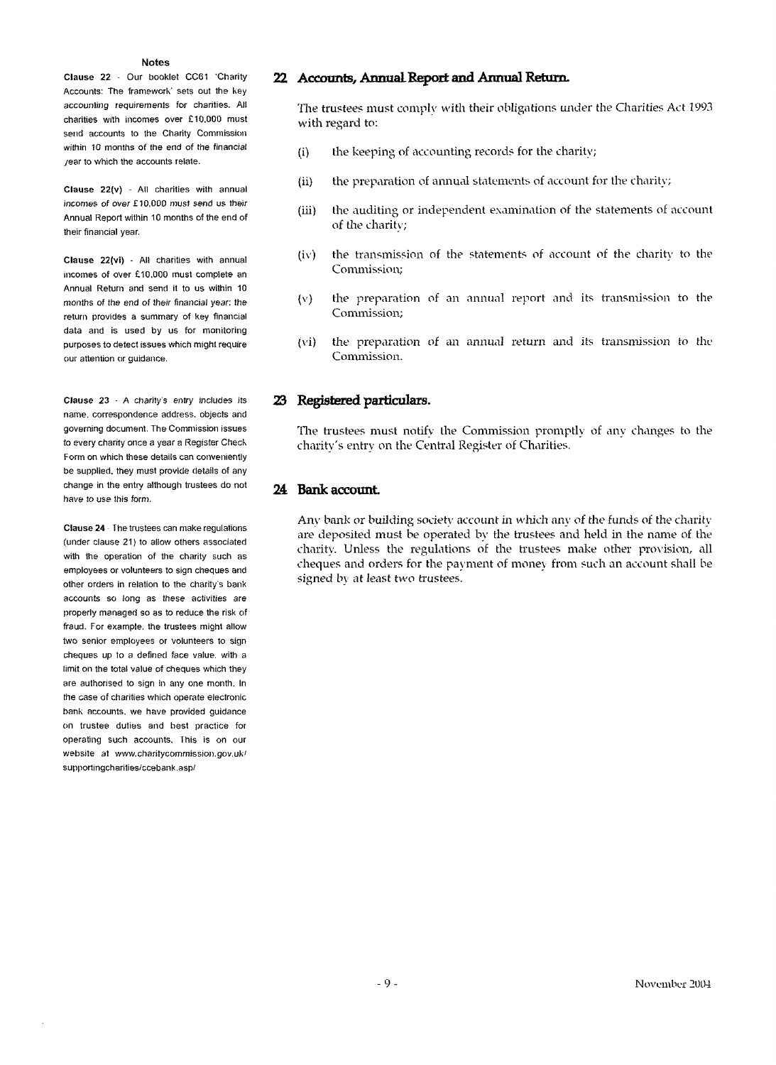**Notes**

**Clause 22** - Our booklet CC61 'Charity Accounts: The framework' sets out the key accounting requirements for charities. All charities with incomes over £10,000 must send accounts to the Charity Commission within 10 months of the end of the financial year to which the accounts relate.

**Clause 22(v)** - All charities with annual incomes of over £10,000 must send us their Annual Report within 10 months of the end of their financial year.

**Clause 22(vi)** - All charities with annual incomes of over £10,000 must complete an Annual Return and send it to us within 10 months of the end of their financial year; the return provides a summary of key financial data and is used by us for monitoring purposes to detect issues which might require our attention or guidance.

**Clause 23** - A charity's entry includes its name, correspondence address, objects and governing document. The Commission issues to every charity once a year a Register Check Form on which these details can conveniently be supplied, they must provide details of any change in the entry although trustees do not have to use this form.

**Clause 24** - The trustees can make regulations (under clause 21) to allow others associated with the operation of the charity such as employees or volunteers to sign cheques and other orders in relation to the charity's bank accounts so long as these activities are properly managed so as to reduce the risk of fraud. For example, the trustees might allow two senior employees or volunteers to sign cheques up to a defined face value, with a limit on the total value of cheques which they are authorised to sign in any one month. In the case of charities which operate electronic bank accounts, we have provided guidance on trustee duties and best practice for operating such accounts. This is on our website at www.charitycommission.gov.uk/supportingcharities/ccebank.asp/

## 22 Accounts, Annual Report and Annual Return.

The trustees must comply with their obligations under the Charities Act 1993 with regard to:

(i) the keeping of accounting records for the charity;

(ii) the preparation of annual statements of account for the charity;

(iii) the auditing or independent examination of the statements of account of the charity;

(iv) the transmission of the statements of account of the charity to the Commission;

(v) the preparation of an annual report and its transmission to the Commission;

(vi) the preparation of an annual return and its transmission to the Commission.

## 23 Registered particulars.

The trustees must notify the Commission promptly of any changes to the charity's entry on the Central Register of Charities.

## 24 Bank account.

Any bank or building society account in which any of the funds of the charity are deposited must be operated by the trustees and held in the name of the charity. Unless the regulations of the trustees make other provision, all cheques and orders for the payment of money from such an account shall be signed by at least two trustees.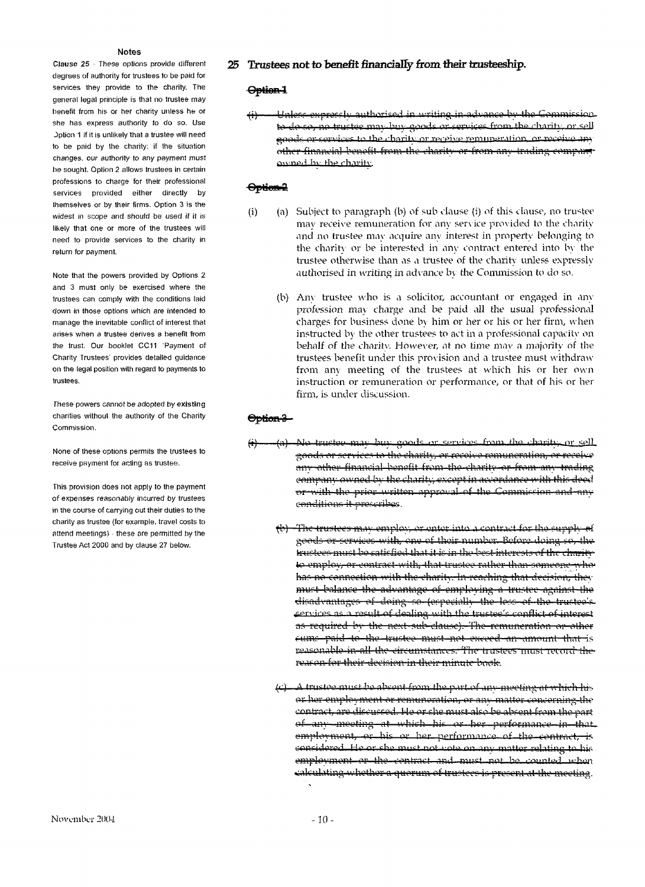## Notes

Clause 25 - These options provide different degrees of authority for trustees to be paid for services they provide to the charity. The general legal principle is that no trustee may benefit from his or her charity unless he or she has express authority to do so. Use Option 1 if it is unlikely that a trustee will need to be paid by the charity: if the situation changes, our authority to any payment must be sought. Option 2 allows trustees in certain professions to charge for their professional services provided either directly by themselves or by their firms. Option 3 is the widest in scope and should be used if it is likely that one or more of the trustees will need to provide services to the charity in return for payment.

Note that the powers provided by Options 2 and 3 must only be exercised where the trustees can comply with the conditions laid down in those options which are intended to manage the inevitable conflict of interest that arises when a trustee derives a benefit from the trust. Our booklet CC11 'Payment of Charity Trustees' provides detailed guidance on the legal position with regard to payments to trustees.

These powers cannot be adopted by **existing** charities without the authority of the Charity Commission.

None of these options permits the trustees to receive payment for acting as trustee.

This provision does not apply to the payment of expenses reasonably incurred by trustees in the course of carrying out their duties to the charity as trustee (for example, travel costs to attend meetings) - these are permitted by the Trustee Act 2000 and by clause 27 below.

## 25 Trustees not to benefit financially from their trusteeship.

### ~~Option 1~~

~~(i) Unless expressly authorised in writing in advance by the Commission to do so, no trustee may buy goods or services from the charity, or sell goods or services to the charity or receive remuneration, or receive any other financial benefit from the charity or from any trading company owned by the charity.~~

### ~~Option 2~~

(i) (a) Subject to paragraph (b) of sub clause (i) of this clause, no trustee may receive remuneration for any service provided to the charity and no trustee may acquire any interest in property belonging to the charity or be interested in any contract entered into by the trustee otherwise than as a trustee of the charity unless expressly authorised in writing in advance by the Commission to do so.

(b) Any trustee who is a solicitor, accountant or engaged in any profession may charge and be paid all the usual professional charges for business done by him or her or his or her firm, when instructed by the other trustees to act in a professional capacity on behalf of the charity. However, at no time may a majority of the trustees benefit under this provision and a trustee must withdraw from any meeting of the trustees at which his or her own instruction or remuneration or performance, or that of his or her firm, is under discussion.

### ~~Option 3~~

~~(i) (a) No trustee may buy goods or services from the charity, or sell goods or services to the charity, or receive remuneration, or receive any other financial benefit from the charity or from any trading company owned by the charity; except in accordance with this deed or with the prior written approval of the Commission and any conditions it prescribes.~~

~~(b) The trustees may employ, or enter into a contract for the supply of goods or services with, one of their number. Before doing so, the trustees must be satisfied that it is in the best interests of the charity to employ, or contract with, that trustee rather than someone who has no connection with the charity. In reaching that decision, they must balance the advantage of employing a trustee against the disadvantages of doing so (especially the loss of the trustee's services as a result of dealing with the trustee's conflict of interest as required by the next sub-clause). The remuneration or other sums paid to the trustee must not exceed an amount that is reasonable in all the circumstances. The trustees must record the reason for their decision in their minute book.~~

~~(c) A trustee must be absent from the part of any meeting at which his or her employment or remuneration, or any matter concerning the contract, are discussed. He or she must also be absent from the part of any meeting at which his or her performance in that employment, or his or her performance of the contract, is considered. He or she must not vote on any matter relating to his employment or the contract and must not be counted when calculating whether a quorum of trustees is present at the meeting.~~

November 2004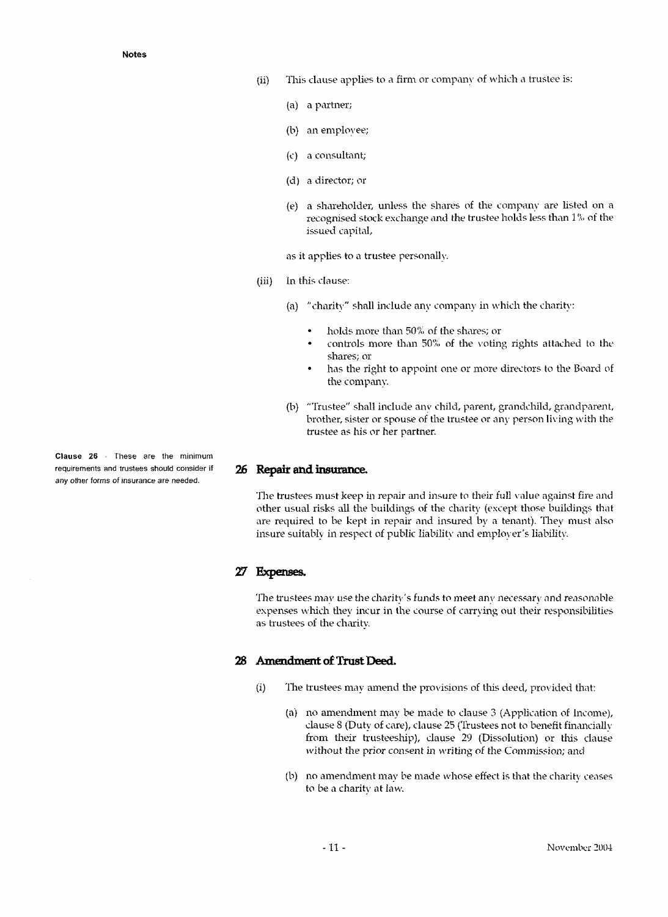**Notes**

(ii) This clause applies to a firm or company of which a trustee is:

(a) a partner;

(b) an employee;

(c) a consultant;

(d) a director; or

(e) a shareholder, unless the shares of the company are listed on a recognised stock exchange and the trustee holds less than 1% of the issued capital,

as it applies to a trustee personally.

(iii) In this clause:

(a) "charity" shall include any company in which the charity:

- holds more than 50% of the shares; or
- controls more than 50% of the voting rights attached to the shares; or
- has the right to appoint one or more directors to the Board of the company.

(b) "Trustee" shall include any child, parent, grandchild, grandparent, brother, sister or spouse of the trustee or any person living with the trustee as his or her partner.

*Clause 26 - These are the minimum requirements and trustees should consider if any other forms of insurance are needed.*

## 26 Repair and insurance.

The trustees must keep in repair and insure to their full value against fire and other usual risks all the buildings of the charity (except those buildings that are required to be kept in repair and insured by a tenant). They must also insure suitably in respect of public liability and employer's liability.

## 27 Expenses.

The trustees may use the charity's funds to meet any necessary and reasonable expenses which they incur in the course of carrying out their responsibilities as trustees of the charity.

## 28 Amendment of Trust Deed.

(i) The trustees may amend the provisions of this deed, provided that:

(a) no amendment may be made to clause 3 (Application of Income), clause 8 (Duty of care), clause 25 (Trustees not to benefit financially from their trusteeship), clause 29 (Dissolution) or this clause without the prior consent in writing of the Commission; and

(b) no amendment may be made whose effect is that the charity ceases to be a charity at law.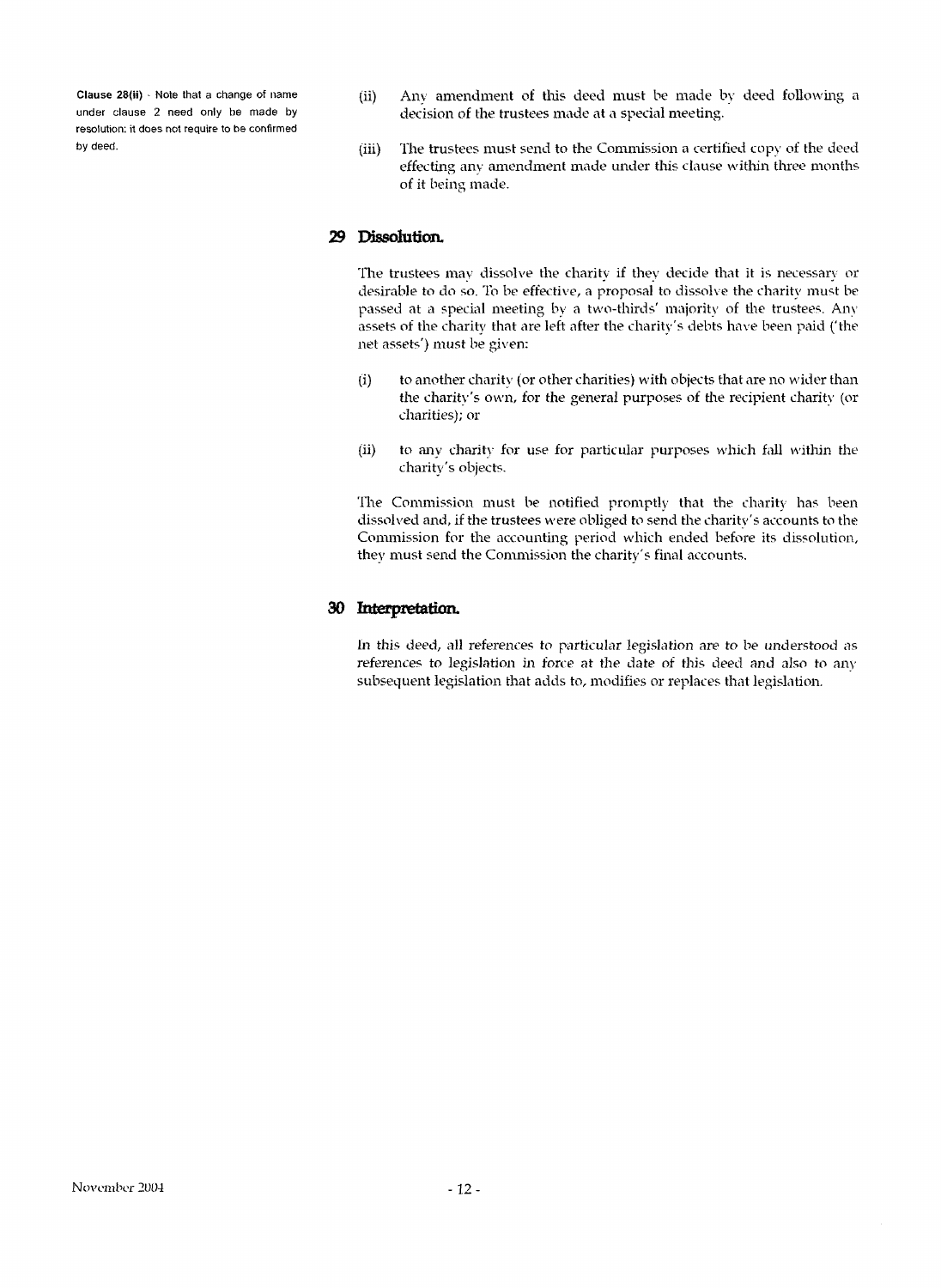**Clause 28(ii)** - Note that a change of name under clause 2 need only be made by resolution; it does not require to be confirmed by deed.

(ii) Any amendment of this deed must be made by deed following a decision of the trustees made at a special meeting.

(iii) The trustees must send to the Commission a certified copy of the deed effecting any amendment made under this clause within three months of it being made.

## 29 Dissolution.

The trustees may dissolve the charity if they decide that it is necessary or desirable to do so. To be effective, a proposal to dissolve the charity must be passed at a special meeting by a two-thirds' majority of the trustees. Any assets of the charity that are left after the charity's debts have been paid ('the net assets') must be given:

(i) to another charity (or other charities) with objects that are no wider than the charity's own, for the general purposes of the recipient charity (or charities); or

(ii) to any charity for use for particular purposes which fall within the charity's objects.

The Commission must be notified promptly that the charity has been dissolved and, if the trustees were obliged to send the charity's accounts to the Commission for the accounting period which ended before its dissolution, they must send the Commission the charity's final accounts.

## 30 Interpretation.

In this deed, all references to particular legislation are to be understood as references to legislation in force at the date of this deed and also to any subsequent legislation that adds to, modifies or replaces that legislation.

November 2004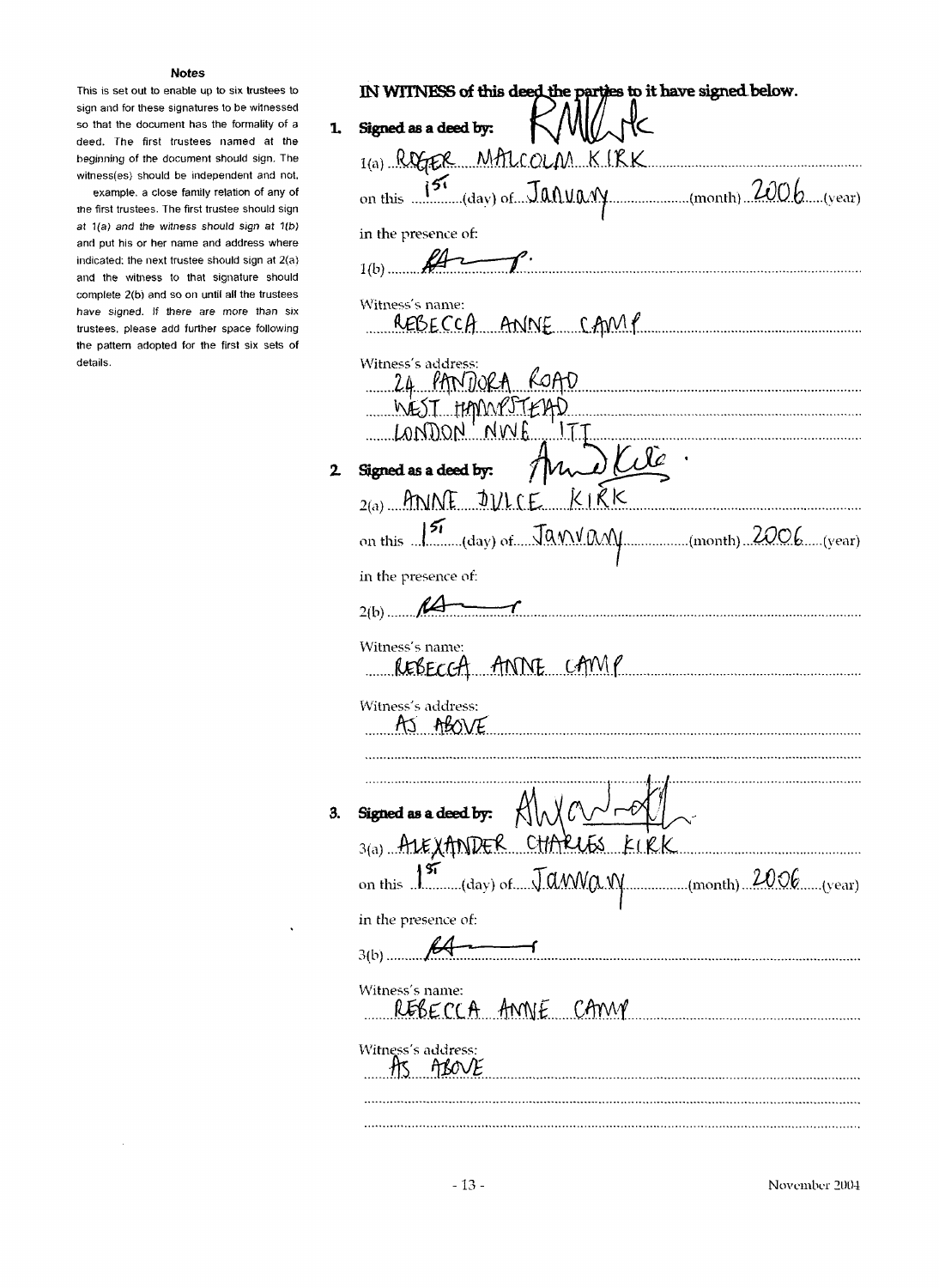**Notes**

This is set out to enable up to six trustees to sign and for these signatures to be witnessed so that the document has the formality of a deed. The first trustees named at the beginning of the document should sign. The witness(es) should be independent and not, example, a close family relation of any of the first trustees. The first trustee should sign at *1(a) and the witness should sign at 1(b)* and put his or her name and address where indicated; the next trustee should sign at 2(a) and the witness to that signature should complete 2(b) and so on until all the trustees have signed. If there are more than six trustees, please add further space following the pattern adopted for the first six sets of details.

**IN WITNESS of this deed the parties to it have signed below.**

**1. Signed as a deed by:** RMKirk

1(a) ROGER MALCOLM KIRK

on this 1st (day) of January (month) 2006 (year)

in the presence of:

1(b) RA

Witness's name: REBECCA ANNE CAMP

Witness's address:
24 PANDORA ROAD
WEST HAMPSTEAD
LONDON NW6 1TT

**2. Signed as a deed by:** Anne Kirk

2(a) ANNE DULCE KIRK

on this 1st (day) of January (month) 2006 (year)

in the presence of:

2(b) RA

Witness's name: REBECCA ANNE CAMP

Witness's address:
AS ABOVE

**3. Signed as a deed by:** AlexanderKirk

3(a) ALEXANDER CHARLES KIRK

on this 1st (day) of January (month) 2006 (year)

in the presence of:

3(b) RA

Witness's name: REBECCA ANNE CAMP

Witness's address:
AS ABOVE

November 2004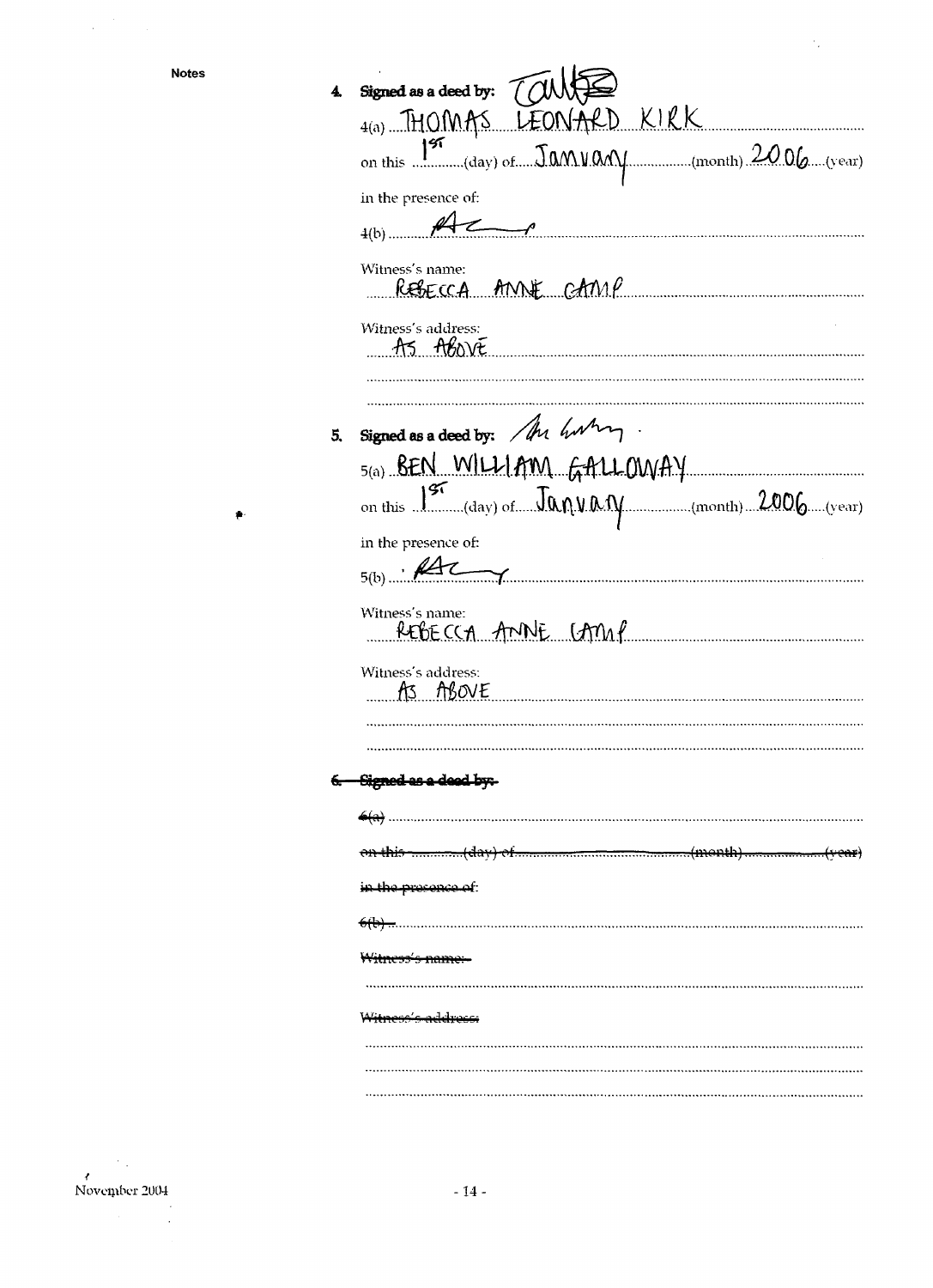Notes

4. **Signed as a deed by:** [signature]

4(a) THOMAS LEONARD KIRK

on this 1st (day) of January (month) 2006 (year)

in the presence of:

4(b) [signature]

Witness's name:
REBECCA ANNE CAMP

Witness's address:
AS ABOVE

5. **Signed as a deed by:** [signature]

5(a) BEN WILLIAM GALLOWAY

on this 1st (day) of January (month) 2006 (year)

in the presence of:

5(b) [signature]

Witness's name:
REBECCA ANNE CAMP

Witness's address:
AS ABOVE

~~6. **Signed as a deed by:**~~

~~6(a)~~

~~on this ............(day) of ............(month) ............(year)~~

~~in the presence of:~~

~~6(b)~~

~~Witness's name:~~

~~Witness's address:~~

November 2004